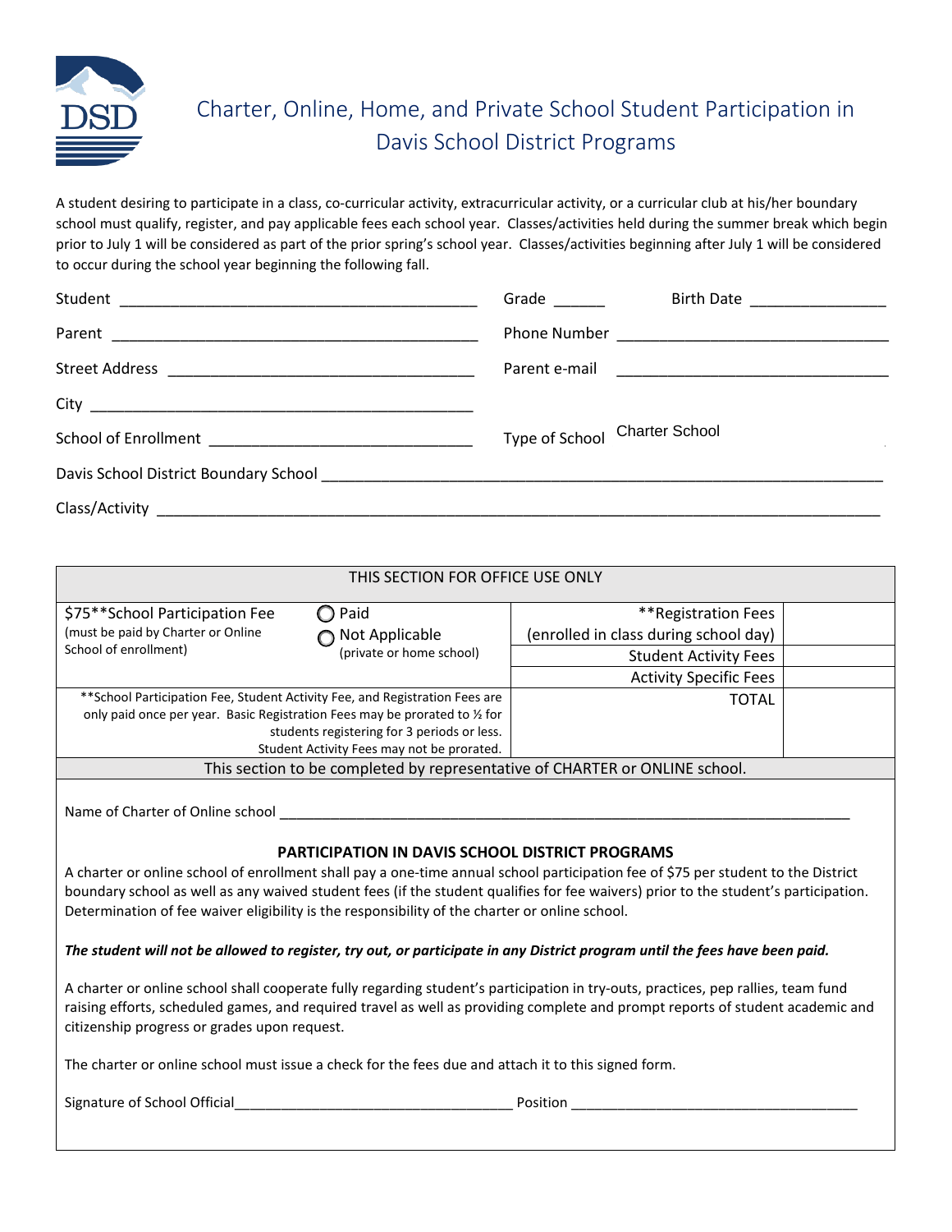# Charter, Online, Home, and Private School Student Participation in Davis School District Programs

A student desiring to participate in a class, co-curricular activity, extracurricular activity, or a curricular club at his/her boundary school must qualify, register, and pay applicable fees each school year. Classes/activities held during the summer break which begin prior to July 1 will be considered as part of the prior spring's school year. Classes/activities beginning after July 1 will be considered to occur during the school year beginning the following fall.

Student ________________________________________ Grade ______ Birth Date ________________

Parent ________________________________________ Phone Number ______________________________

Street Address ________________________________ Parent e-mail ______________________________

City __________________________________________

School of Enrollment ___________________________ Type of School Charter School

Davis School District Boundary School ______________________________________________________

Class/Activity _________________________________________________________________________

| THIS SECTION FOR OFFICE USE ONLY | | | |
|---|---|---|---|
| $75**School Participation Fee (must be paid by Charter or Online School of enrollment) | ◯ Paid ◯ Not Applicable (private or home school) | **Registration Fees (enrolled in class during school day) | |
| | | Student Activity Fees | |
| | | Activity Specific Fees | |
| **School Participation Fee, Student Activity Fee, and Registration Fees are only paid once per year. Basic Registration Fees may be prorated to ½ for students registering for 3 periods or less. Student Activity Fees may not be prorated. | | TOTAL | |

This section to be completed by representative of CHARTER or ONLINE school.

Name of Charter of Online school ____________________________________________________________

**PARTICIPATION IN DAVIS SCHOOL DISTRICT PROGRAMS**

A charter or online school of enrollment shall pay a one-time annual school participation fee of $75 per student to the District boundary school as well as any waived student fees (if the student qualifies for fee waivers) prior to the student's participation. Determination of fee waiver eligibility is the responsibility of the charter or online school.

***The student will not be allowed to register, try out, or participate in any District program until the fees have been paid.***

A charter or online school shall cooperate fully regarding student's participation in try-outs, practices, pep rallies, team fund raising efforts, scheduled games, and required travel as well as providing complete and prompt reports of student academic and citizenship progress or grades upon request.

The charter or online school must issue a check for the fees due and attach it to this signed form.

Signature of School Official___________________________________ Position ___________________________________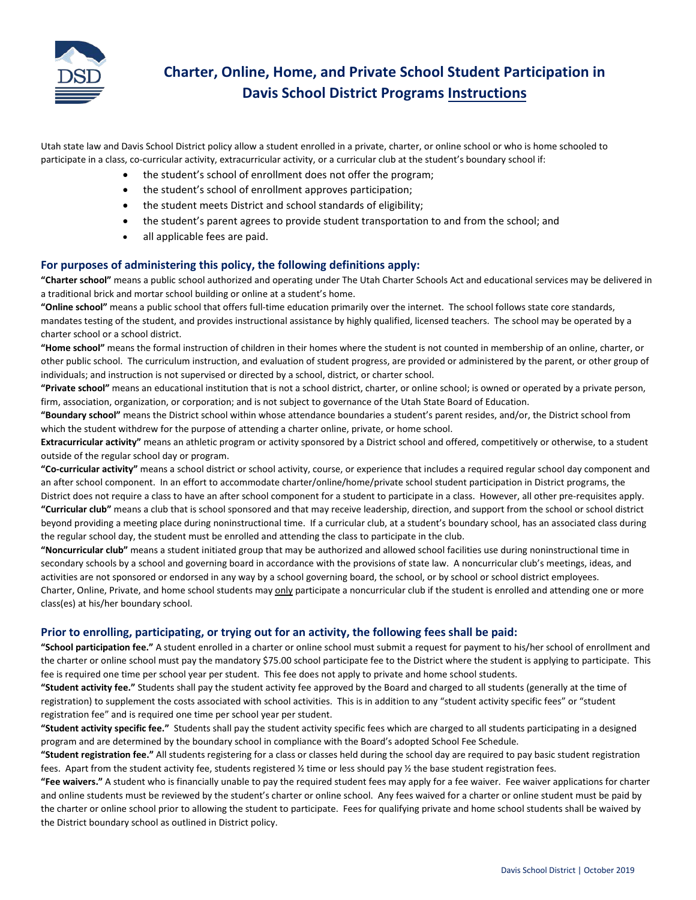# Charter, Online, Home, and Private School Student Participation in Davis School District Programs Instructions

Utah state law and Davis School District policy allow a student enrolled in a private, charter, or online school or who is home schooled to participate in a class, co-curricular activity, extracurricular activity, or a curricular club at the student's boundary school if:

- the student's school of enrollment does not offer the program;
- the student's school of enrollment approves participation;
- the student meets District and school standards of eligibility;
- the student's parent agrees to provide student transportation to and from the school; and
- all applicable fees are paid.

## For purposes of administering this policy, the following definitions apply:

**"Charter school"** means a public school authorized and operating under The Utah Charter Schools Act and educational services may be delivered in a traditional brick and mortar school building or online at a student's home.

**"Online school"** means a public school that offers full-time education primarily over the internet. The school follows state core standards, mandates testing of the student, and provides instructional assistance by highly qualified, licensed teachers. The school may be operated by a charter school or a school district.

**"Home school"** means the formal instruction of children in their homes where the student is not counted in membership of an online, charter, or other public school. The curriculum instruction, and evaluation of student progress, are provided or administered by the parent, or other group of individuals; and instruction is not supervised or directed by a school, district, or charter school.

**"Private school"** means an educational institution that is not a school district, charter, or online school; is owned or operated by a private person, firm, association, organization, or corporation; and is not subject to governance of the Utah State Board of Education.

**"Boundary school"** means the District school within whose attendance boundaries a student's parent resides, and/or, the District school from which the student withdrew for the purpose of attending a charter online, private, or home school.

**Extracurricular activity"** means an athletic program or activity sponsored by a District school and offered, competitively or otherwise, to a student outside of the regular school day or program.

**"Co-curricular activity"** means a school district or school activity, course, or experience that includes a required regular school day component and an after school component. In an effort to accommodate charter/online/home/private school student participation in District programs, the District does not require a class to have an after school component for a student to participate in a class. However, all other pre-requisites apply.

**"Curricular club"** means a club that is school sponsored and that may receive leadership, direction, and support from the school or school district beyond providing a meeting place during noninstructional time. If a curricular club, at a student's boundary school, has an associated class during the regular school day, the student must be enrolled and attending the class to participate in the club.

**"Noncurricular club"** means a student initiated group that may be authorized and allowed school facilities use during noninstructional time in secondary schools by a school and governing board in accordance with the provisions of state law. A noncurricular club's meetings, ideas, and activities are not sponsored or endorsed in any way by a school governing board, the school, or by school or school district employees. Charter, Online, Private, and home school students may only participate a noncurricular club if the student is enrolled and attending one or more class(es) at his/her boundary school.

## Prior to enrolling, participating, or trying out for an activity, the following fees shall be paid:

**"School participation fee."** A student enrolled in a charter or online school must submit a request for payment to his/her school of enrollment and the charter or online school must pay the mandatory $75.00 school participate fee to the District where the student is applying to participate. This fee is required one time per school year per student. This fee does not apply to private and home school students.

**"Student activity fee."** Students shall pay the student activity fee approved by the Board and charged to all students (generally at the time of registration) to supplement the costs associated with school activities. This is in addition to any "student activity specific fees" or "student registration fee" and is required one time per school year per student.

**"Student activity specific fee."** Students shall pay the student activity specific fees which are charged to all students participating in a designed program and are determined by the boundary school in compliance with the Board's adopted School Fee Schedule.

**"Student registration fee."** All students registering for a class or classes held during the school day are required to pay basic student registration fees. Apart from the student activity fee, students registered ½ time or less should pay ½ the base student registration fees.

**"Fee waivers."** A student who is financially unable to pay the required student fees may apply for a fee waiver. Fee waiver applications for charter and online students must be reviewed by the student's charter or online school. Any fees waived for a charter or online student must be paid by the charter or online school prior to allowing the student to participate. Fees for qualifying private and home school students shall be waived by the District boundary school as outlined in District policy.